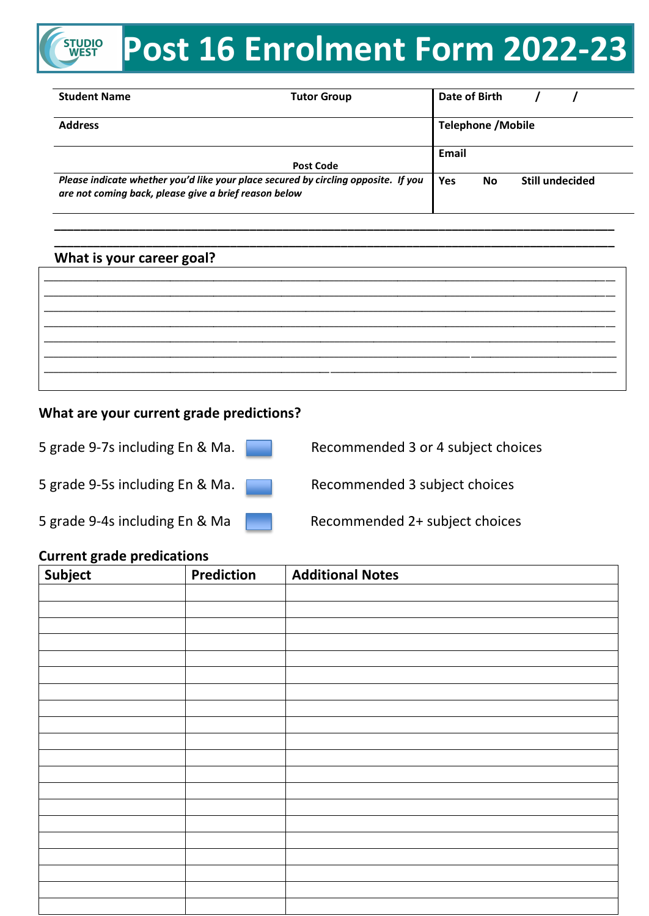# STUDIO WEST Post 16 Enrolment Form 2022-23

| Student Name | Tutor Group | Date of Birth / / |
|---|---|---|
| Address | | Telephone /Mobile |
| | Post Code | Email |
| *Please indicate whether you'd like your place secured by circling opposite. If you are not coming back, please give a brief reason below* | | Yes No Still undecided |

________________________________________________________________________________

________________________________________________________________________________

**What is your career goal?**

________________________________________________________________________________

________________________________________________________________________________

________________________________________________________________________________

________________________________________________________________________________

________________________________________________________________________________

________________________________________________________________________________

________________________________________________________________________________

**What are your current grade predictions?**

5 grade 9-7s including En & Ma. ☐ Recommended 3 or 4 subject choices

5 grade 9-5s including En & Ma. ☐ Recommended 3 subject choices

5 grade 9-4s including En & Ma ☐ Recommended 2+ subject choices

**Current grade predications**

| Subject | Prediction | Additional Notes |
|---|---|---|
| | | |
| | | |
| | | |
| | | |
| | | |
| | | |
| | | |
| | | |
| | | |
| | | |
| | | |
| | | |
| | | |
| | | |
| | | |
| | | |
| | | |
| | | |
| | | |
| | | |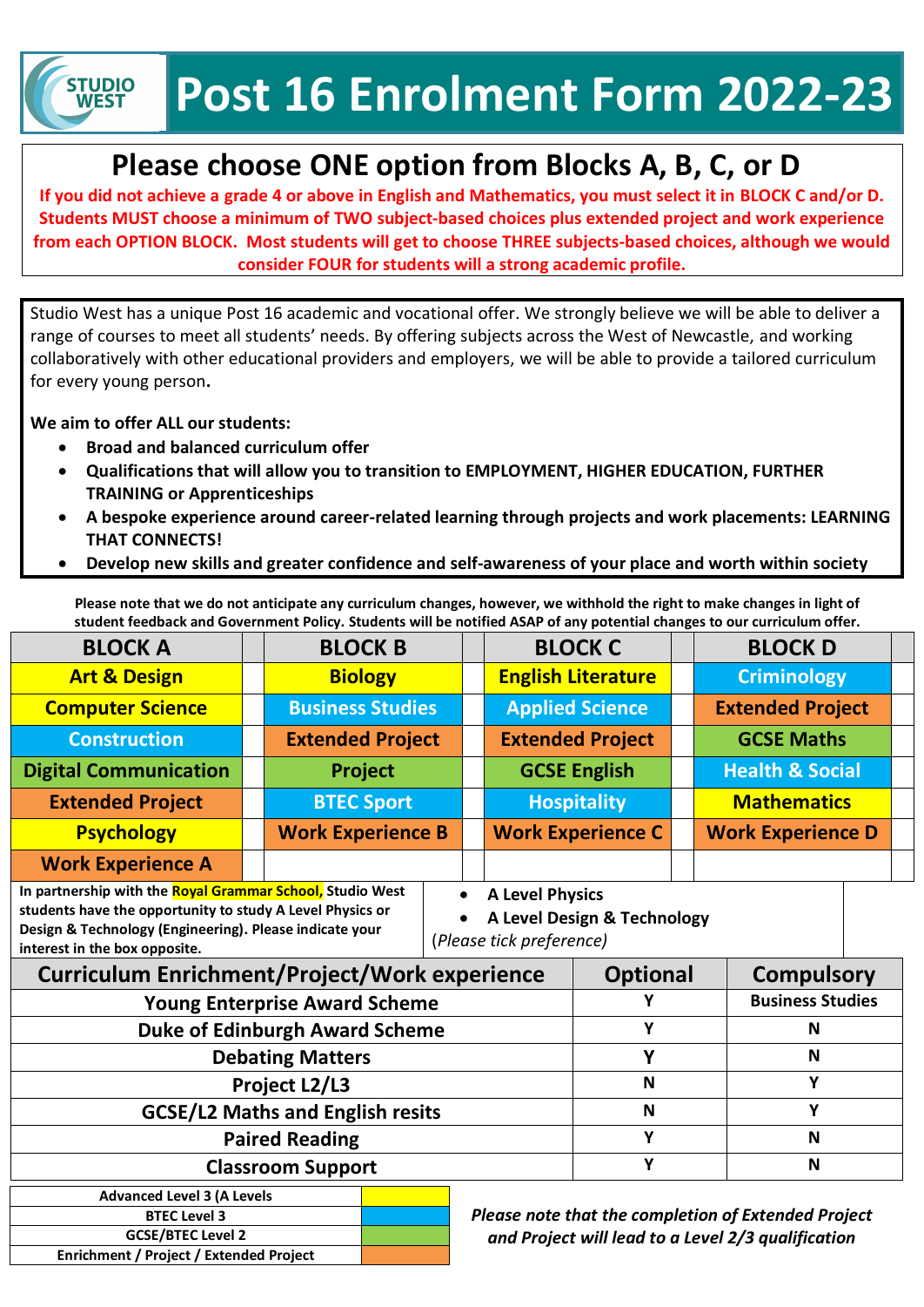# Post 16 Enrolment Form 2022-23

## Please choose ONE option from Blocks A, B, C, or D

**If you did not achieve a grade 4 or above in English and Mathematics, you must select it in BLOCK C and/or D. Students MUST choose a minimum of TWO subject-based choices plus extended project and work experience from each OPTION BLOCK. Most students will get to choose THREE subjects-based choices, although we would consider FOUR for students will a strong academic profile.**

Studio West has a unique Post 16 academic and vocational offer. We strongly believe we will be able to deliver a range of courses to meet all students' needs. By offering subjects across the West of Newcastle, and working collaboratively with other educational providers and employers, we will be able to provide a tailored curriculum for every young person.

**We aim to offer ALL our students:**

- **Broad and balanced curriculum offer**
- **Qualifications that will allow you to transition to EMPLOYMENT, HIGHER EDUCATION, FURTHER TRAINING or Apprenticeships**
- **A bespoke experience around career-related learning through projects and work placements: LEARNING THAT CONNECTS!**
- **Develop new skills and greater confidence and self-awareness of your place and worth within society**

**Please note that we do not anticipate any curriculum changes, however, we withhold the right to make changes in light of student feedback and Government Policy. Students will be notified ASAP of any potential changes to our curriculum offer.**

| BLOCK A | | BLOCK B | | BLOCK C | | BLOCK D | |
|---|---|---|---|---|---|---|---|
| Art & Design | | Biology | | English Literature | | Criminology | |
| Computer Science | | Business Studies | | Applied Science | | Extended Project | |
| Construction | | Extended Project | | Extended Project | | GCSE Maths | |
| Digital Communication | | Project | | GCSE English | | Health & Social | |
| Extended Project | | BTEC Sport | | Hospitality | | Mathematics | |
| Psychology | | Work Experience B | | Work Experience C | | Work Experience D | |
| Work Experience A | | | | | | | |

| In partnership with the **Royal Grammar School,** Studio West students have the opportunity to study A Level Physics or Design & Technology (Engineering). Please indicate your interest in the box opposite. | • A Level Physics<br>• A Level Design & Technology<br>*(Please tick preference)* | |
|---|---|---|

| Curriculum Enrichment/Project/Work experience | Optional | Compulsory |
|---|---|---|
| Young Enterprise Award Scheme | Y | Business Studies |
| Duke of Edinburgh Award Scheme | Y | N |
| Debating Matters | Y | N |
| Project L2/L3 | N | Y |
| GCSE/L2 Maths and English resits | N | Y |
| Paired Reading | Y | N |
| Classroom Support | Y | N |

| Key | Colour |
|---|---|
| Advanced Level 3 (A Levels | Yellow |
| BTEC Level 3 | Blue |
| GCSE/BTEC Level 2 | Green |
| Enrichment / Project / Extended Project | Orange |

***Please note that the completion of Extended Project and Project will lead to a Level 2/3 qualification***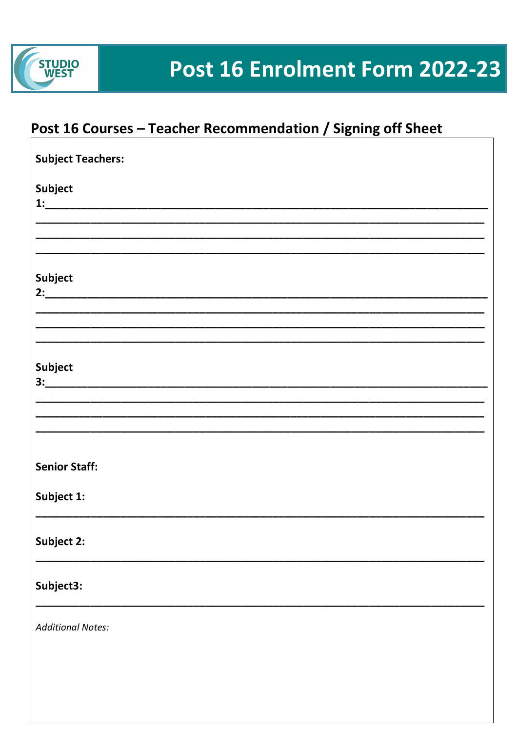# Post 16 Enrolment Form 2022-23

## Post 16 Courses – Teacher Recommendation / Signing off Sheet

**Subject Teachers:**

**Subject 1:**_______________________________________________________________________

_______________________________________________________________________

_______________________________________________________________________

_______________________________________________________________________

**Subject 2:**_______________________________________________________________________

_______________________________________________________________________

_______________________________________________________________________

_______________________________________________________________________

**Subject 3:**_______________________________________________________________________

_______________________________________________________________________

_______________________________________________________________________

_______________________________________________________________________

**Senior Staff:**

**Subject 1:**

_______________________________________________________________________

**Subject 2:**

_______________________________________________________________________

**Subject3:**

_______________________________________________________________________

*Additional Notes:*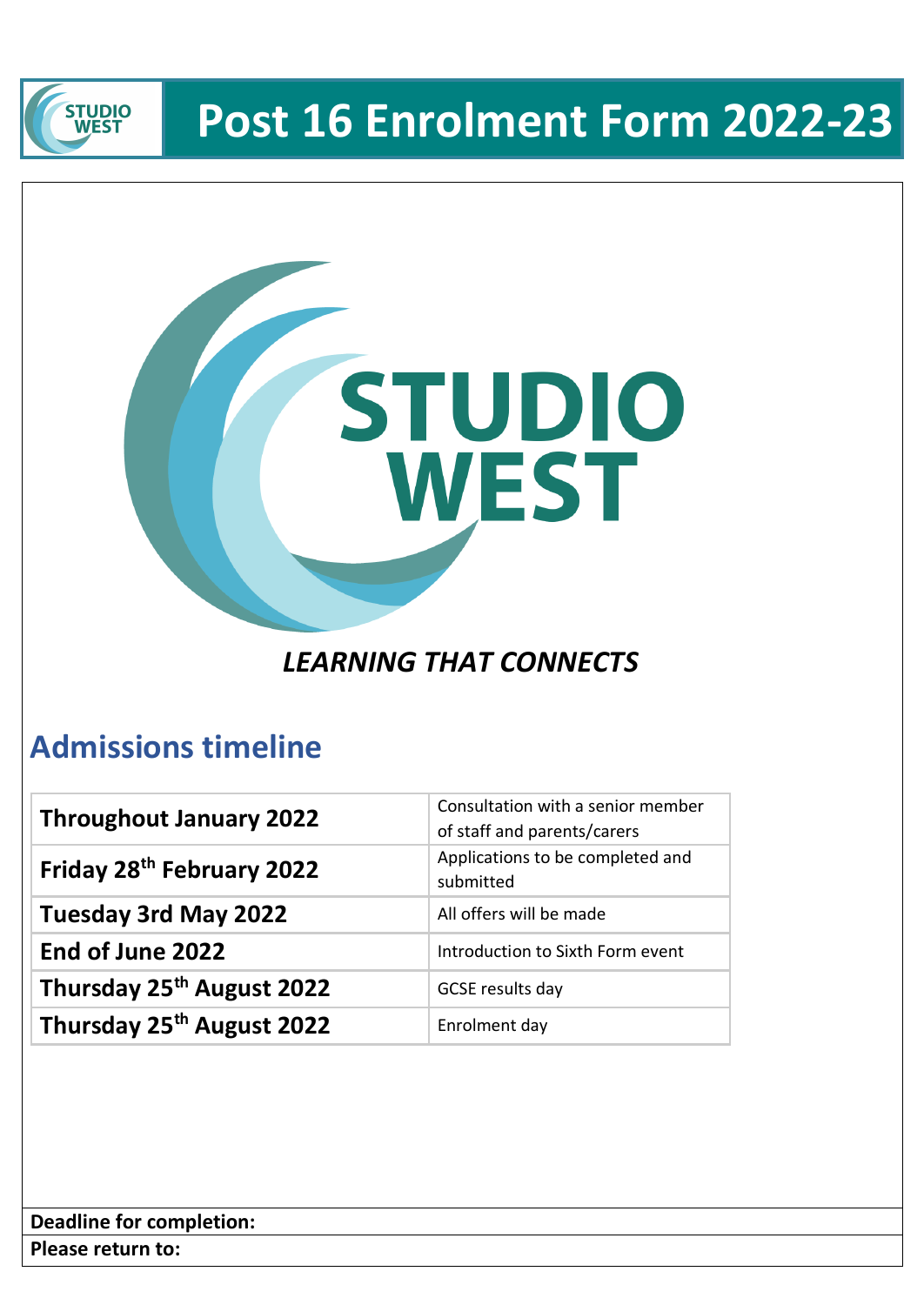# Post 16 Enrolment Form 2022-23

STUDIO WEST

*LEARNING THAT CONNECTS*

## Admissions timeline

| | |
|---|---|
| **Throughout January 2022** | Consultation with a senior member of staff and parents/carers |
| **Friday 28th February 2022** | Applications to be completed and submitted |
| **Tuesday 3rd May 2022** | All offers will be made |
| **End of June 2022** | Introduction to Sixth Form event |
| **Thursday 25th August 2022** | GCSE results day |
| **Thursday 25th August 2022** | Enrolment day |

**Deadline for completion:**

**Please return to:**